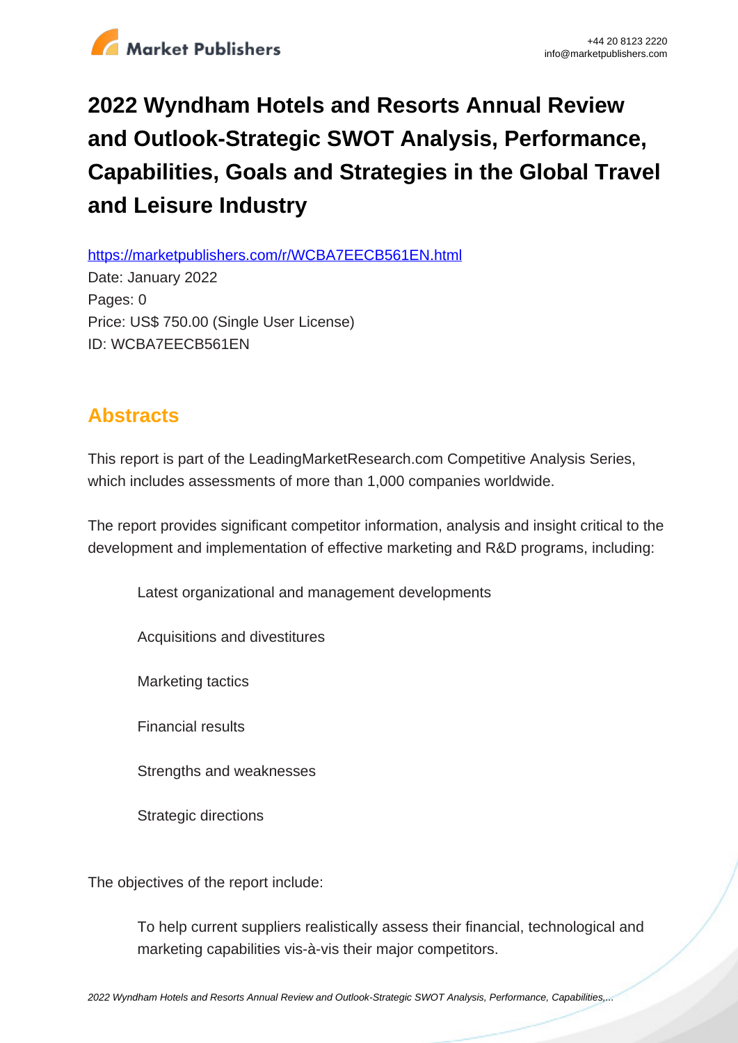# 2022 Wyndham Hotels and Resorts Annual Review and Outlook-Strategic SWOT Analysis, Performance, Capabilities, Goals and Strategies in the Global Travel and Leisure Industry

https://marketpublishers.com/r/WCBA7EECB561EN.html

Date: January 2022

Pages: 0

Price: US$ 750.00 (Single User License)

ID: WCBA7EECB561EN

## Abstracts

This report is part of the LeadingMarketResearch.com Competitive Analysis Series, which includes assessments of more than 1,000 companies worldwide.

The report provides significant competitor information, analysis and insight critical to the development and implementation of effective marketing and R&D programs, including:

- Latest organizational and management developments
- Acquisitions and divestitures
- Marketing tactics
- Financial results
- Strengths and weaknesses
- Strategic directions

The objectives of the report include:

- To help current suppliers realistically assess their financial, technological and marketing capabilities vis-à-vis their major competitors.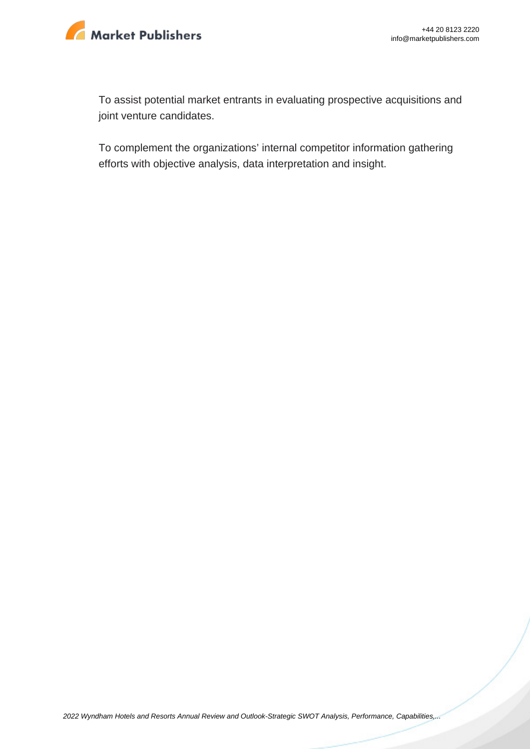To assist potential market entrants in evaluating prospective acquisitions and joint venture candidates.

To complement the organizations' internal competitor information gathering efforts with objective analysis, data interpretation and insight.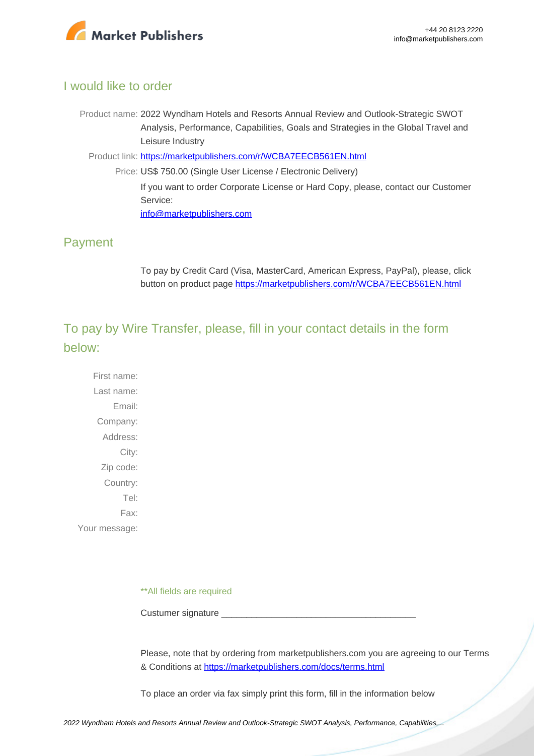## I would like to order

Product name: 2022 Wyndham Hotels and Resorts Annual Review and Outlook-Strategic SWOT Analysis, Performance, Capabilities, Goals and Strategies in the Global Travel and Leisure Industry

Product link: [https://marketpublishers.com/r/WCBA7EECB561EN.html](https://marketpublishers.com/r/WCBA7EECB561EN.html)

Price: US$ 750.00 (Single User License / Electronic Delivery)

If you want to order Corporate License or Hard Copy, please, contact our Customer Service:

[info@marketpublishers.com](mailto:info@marketpublishers.com)

## Payment

To pay by Credit Card (Visa, MasterCard, American Express, PayPal), please, click button on product page [https://marketpublishers.com/r/WCBA7EECB561EN.html](https://marketpublishers.com/r/WCBA7EECB561EN.html)

## To pay by Wire Transfer, please, fill in your contact details in the form below:

First name:

Last name:

Email:

Company:

Address:

City:

Zip code:

Country:

Tel:

Fax:

Your message:

**All fields are required

Custumer signature _______________________________________

Please, note that by ordering from marketpublishers.com you are agreeing to our Terms & Conditions at [https://marketpublishers.com/docs/terms.html](https://marketpublishers.com/docs/terms.html)

To place an order via fax simply print this form, fill in the information below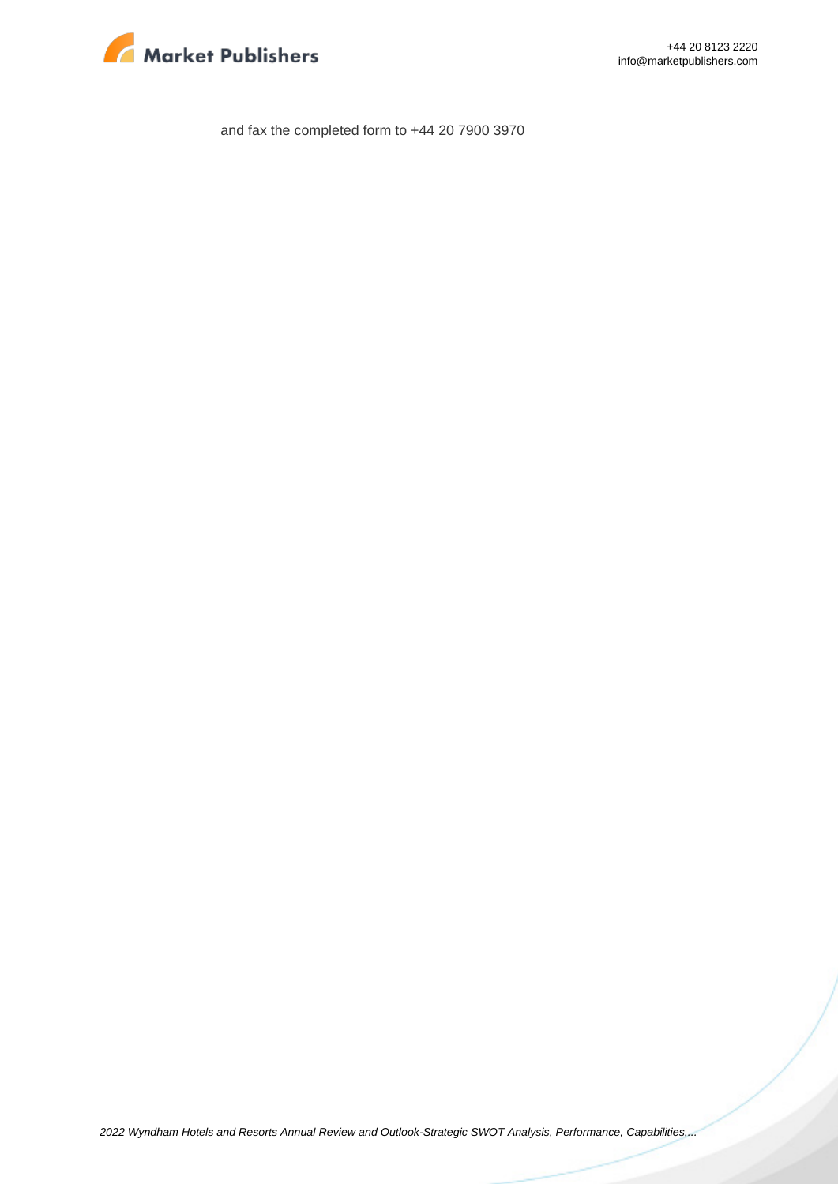and fax the completed form to +44 20 7900 3970